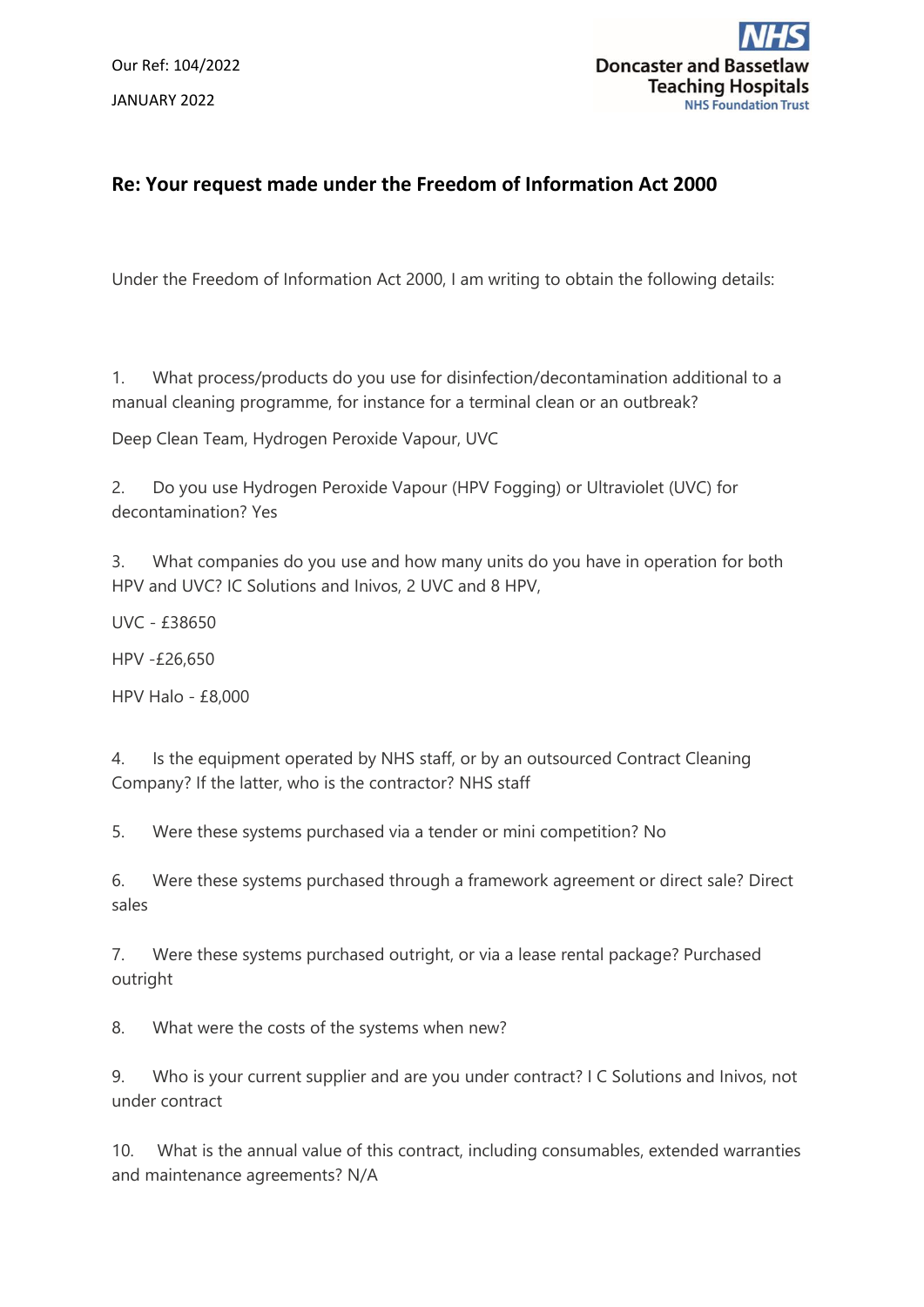Our Ref: 104/2022

JANUARY 2022

**NHS**
**Doncaster and Bassetlaw Teaching Hospitals**
NHS Foundation Trust

## Re: Your request made under the Freedom of Information Act 2000

Under the Freedom of Information Act 2000, I am writing to obtain the following details:

1. What process/products do you use for disinfection/decontamination additional to a manual cleaning programme, for instance for a terminal clean or an outbreak?

Deep Clean Team, Hydrogen Peroxide Vapour, UVC

2. Do you use Hydrogen Peroxide Vapour (HPV Fogging) or Ultraviolet (UVC) for decontamination? Yes

3. What companies do you use and how many units do you have in operation for both HPV and UVC? IC Solutions and Inivos, 2 UVC and 8 HPV,

UVC - £38650

HPV -£26,650

HPV Halo - £8,000

4. Is the equipment operated by NHS staff, or by an outsourced Contract Cleaning Company? If the latter, who is the contractor? NHS staff

5. Were these systems purchased via a tender or mini competition? No

6. Were these systems purchased through a framework agreement or direct sale? Direct sales

7. Were these systems purchased outright, or via a lease rental package? Purchased outright

8. What were the costs of the systems when new?

9. Who is your current supplier and are you under contract? I C Solutions and Inivos, not under contract

10. What is the annual value of this contract, including consumables, extended warranties and maintenance agreements? N/A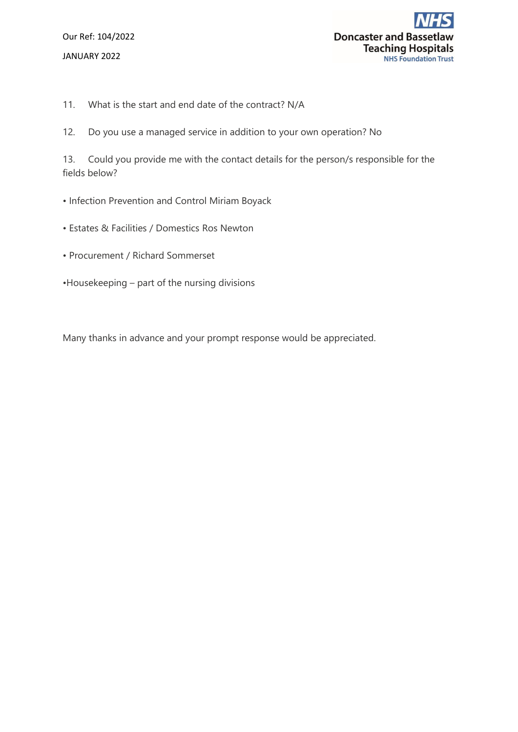11. What is the start and end date of the contract? N/A

12. Do you use a managed service in addition to your own operation? No

13. Could you provide me with the contact details for the person/s responsible for the fields below?

- Infection Prevention and Control Miriam Boyack
- Estates & Facilities / Domestics Ros Newton
- Procurement / Richard Sommerset
- Housekeeping – part of the nursing divisions

Many thanks in advance and your prompt response would be appreciated.